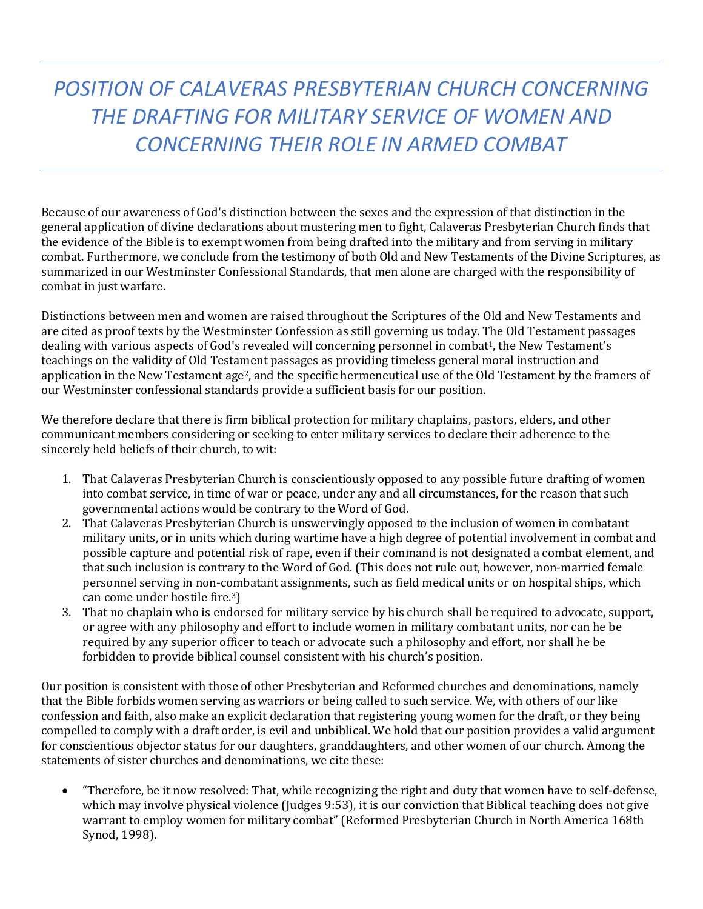# *POSITION OF CALAVERAS PRESBYTERIAN CHURCH CONCERNING THE DRAFTING FOR MILITARY SERVICE OF WOMEN AND CONCERNING THEIR ROLE IN ARMED COMBAT*

Because of our awareness of God's distinction between the sexes and the expression of that distinction in the general application of divine declarations about mustering men to fight, Calaveras Presbyterian Church finds that the evidence of the Bible is to exempt women from being drafted into the military and from serving in military combat. Furthermore, we conclude from the testimony of both Old and New Testaments of the Divine Scriptures, as summarized in our Westminster Confessional Standards, that men alone are charged with the responsibility of combat in just warfare.

Distinctions between men and women are raised throughout the Scriptures of the Old and New Testaments and are cited as proof texts by the Westminster Confession as still governing us today. The Old Testament passages dealing with various aspects of God's revealed will concerning personnel in combat[1], the New Testament's teachings on the validity of Old Testament passages as providing timeless general moral instruction and application in the New Testament age[2], and the specific hermeneutical use of the Old Testament by the framers of our Westminster confessional standards provide a sufficient basis for our position.

We therefore declare that there is firm biblical protection for military chaplains, pastors, elders, and other communicant members considering or seeking to enter military services to declare their adherence to the sincerely held beliefs of their church, to wit:

1. That Calaveras Presbyterian Church is conscientiously opposed to any possible future drafting of women into combat service, in time of war or peace, under any and all circumstances, for the reason that such governmental actions would be contrary to the Word of God.
2. That Calaveras Presbyterian Church is unswervingly opposed to the inclusion of women in combatant military units, or in units which during wartime have a high degree of potential involvement in combat and possible capture and potential risk of rape, even if their command is not designated a combat element, and that such inclusion is contrary to the Word of God. (This does not rule out, however, non-married female personnel serving in non-combatant assignments, such as field medical units or on hospital ships, which can come under hostile fire.[3])
3. That no chaplain who is endorsed for military service by his church shall be required to advocate, support, or agree with any philosophy and effort to include women in military combatant units, nor can he be required by any superior officer to teach or advocate such a philosophy and effort, nor shall he be forbidden to provide biblical counsel consistent with his church's position.

Our position is consistent with those of other Presbyterian and Reformed churches and denominations, namely that the Bible forbids women serving as warriors or being called to such service. We, with others of our like confession and faith, also make an explicit declaration that registering young women for the draft, or they being compelled to comply with a draft order, is evil and unbiblical. We hold that our position provides a valid argument for conscientious objector status for our daughters, granddaughters, and other women of our church. Among the statements of sister churches and denominations, we cite these:

- "Therefore, be it now resolved: That, while recognizing the right and duty that women have to self-defense, which may involve physical violence (Judges 9:53), it is our conviction that Biblical teaching does not give warrant to employ women for military combat" (Reformed Presbyterian Church in North America 168th Synod, 1998).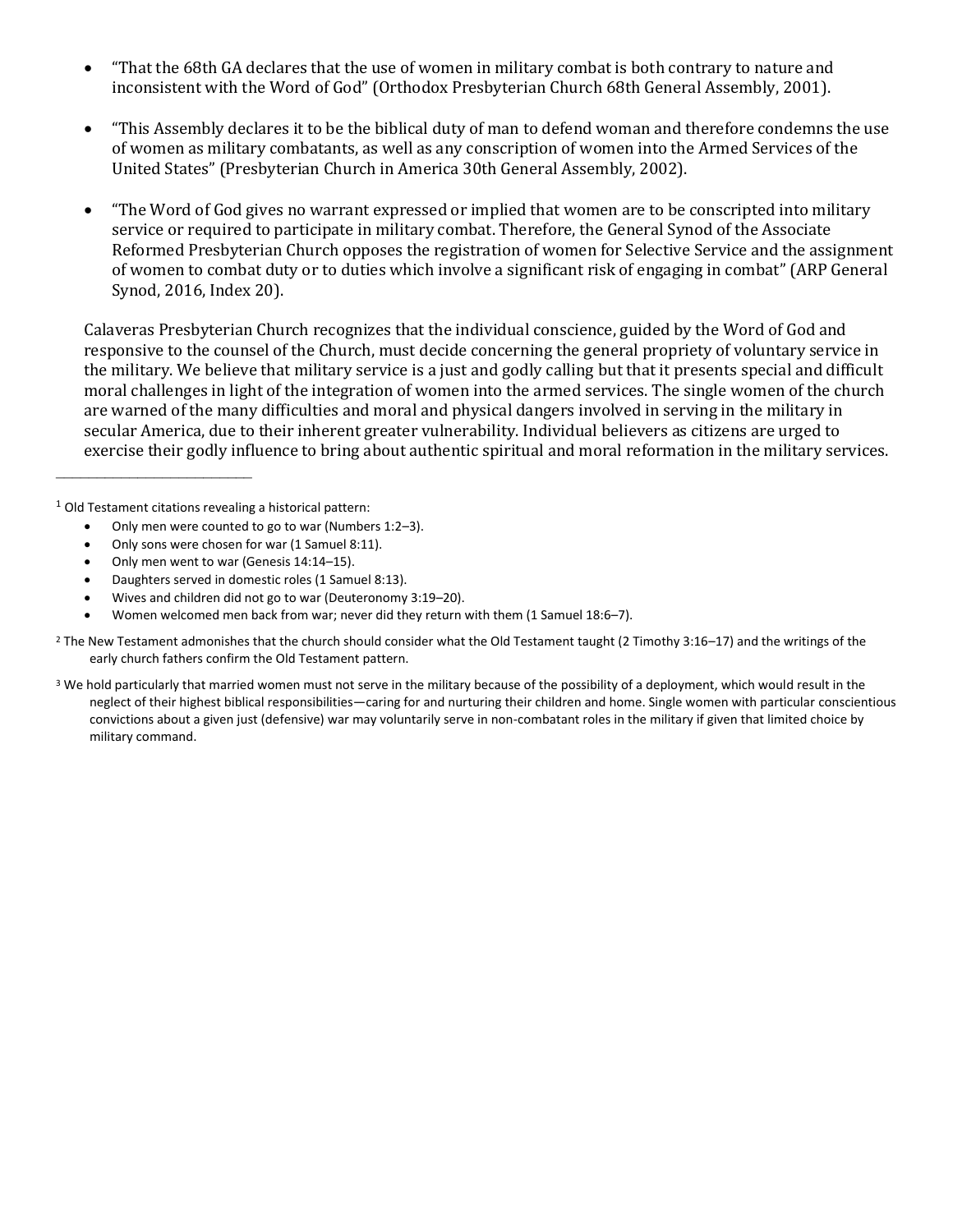- "That the 68th GA declares that the use of women in military combat is both contrary to nature and inconsistent with the Word of God" (Orthodox Presbyterian Church 68th General Assembly, 2001).

- "This Assembly declares it to be the biblical duty of man to defend woman and therefore condemns the use of women as military combatants, as well as any conscription of women into the Armed Services of the United States" (Presbyterian Church in America 30th General Assembly, 2002).

- "The Word of God gives no warrant expressed or implied that women are to be conscripted into military service or required to participate in military combat. Therefore, the General Synod of the Associate Reformed Presbyterian Church opposes the registration of women for Selective Service and the assignment of women to combat duty or to duties which involve a significant risk of engaging in combat" (ARP General Synod, 2016, Index 20).

Calaveras Presbyterian Church recognizes that the individual conscience, guided by the Word of God and responsive to the counsel of the Church, must decide concerning the general propriety of voluntary service in the military. We believe that military service is a just and godly calling but that it presents special and difficult moral challenges in light of the integration of women into the armed services. The single women of the church are warned of the many difficulties and moral and physical dangers involved in serving in the military in secular America, due to their inherent greater vulnerability. Individual believers as citizens are urged to exercise their godly influence to bring about authentic spiritual and moral reformation in the military services.

---

[1] Old Testament citations revealing a historical pattern:

- Only men were counted to go to war (Numbers 1:2–3).
- Only sons were chosen for war (1 Samuel 8:11).
- Only men went to war (Genesis 14:14–15).
- Daughters served in domestic roles (1 Samuel 8:13).
- Wives and children did not go to war (Deuteronomy 3:19–20).
- Women welcomed men back from war; never did they return with them (1 Samuel 18:6–7).

[2] The New Testament admonishes that the church should consider what the Old Testament taught (2 Timothy 3:16–17) and the writings of the early church fathers confirm the Old Testament pattern.

[3] We hold particularly that married women must not serve in the military because of the possibility of a deployment, which would result in the neglect of their highest biblical responsibilities—caring for and nurturing their children and home. Single women with particular conscientious convictions about a given just (defensive) war may voluntarily serve in non-combatant roles in the military if given that limited choice by military command.